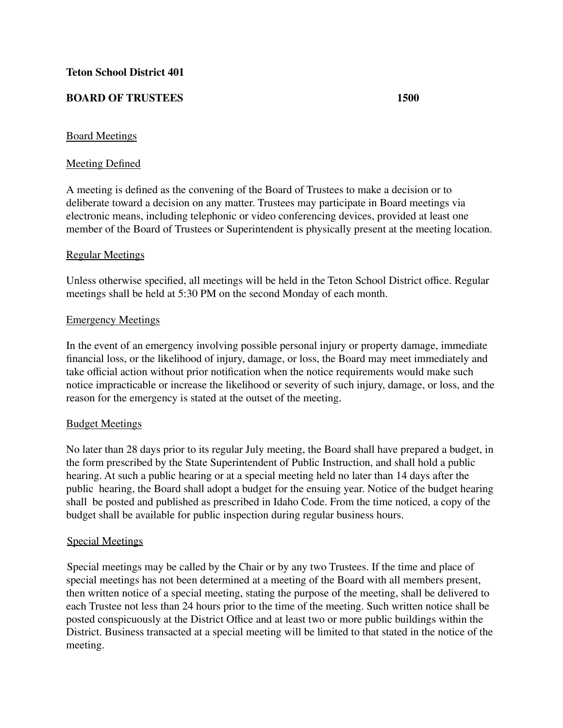**Teton School District 401**

**BOARD OF TRUSTEES 1500**

Board Meetings

Meeting Defined

A meeting is defined as the convening of the Board of Trustees to make a decision or to deliberate toward a decision on any matter. Trustees may participate in Board meetings via electronic means, including telephonic or video conferencing devices, provided at least one member of the Board of Trustees or Superintendent is physically present at the meeting location.

Regular Meetings

Unless otherwise specified, all meetings will be held in the Teton School District office. Regular meetings shall be held at 5:30 PM on the second Monday of each month.

Emergency Meetings

In the event of an emergency involving possible personal injury or property damage, immediate financial loss, or the likelihood of injury, damage, or loss, the Board may meet immediately and take official action without prior notification when the notice requirements would make such notice impracticable or increase the likelihood or severity of such injury, damage, or loss, and the reason for the emergency is stated at the outset of the meeting.

Budget Meetings

No later than 28 days prior to its regular July meeting, the Board shall have prepared a budget, in the form prescribed by the State Superintendent of Public Instruction, and shall hold a public hearing. At such a public hearing or at a special meeting held no later than 14 days after the public hearing, the Board shall adopt a budget for the ensuing year. Notice of the budget hearing shall be posted and published as prescribed in Idaho Code. From the time noticed, a copy of the budget shall be available for public inspection during regular business hours.

Special Meetings

Special meetings may be called by the Chair or by any two Trustees. If the time and place of special meetings has not been determined at a meeting of the Board with all members present, then written notice of a special meeting, stating the purpose of the meeting, shall be delivered to each Trustee not less than 24 hours prior to the time of the meeting. Such written notice shall be posted conspicuously at the District Office and at least two or more public buildings within the District. Business transacted at a special meeting will be limited to that stated in the notice of the meeting.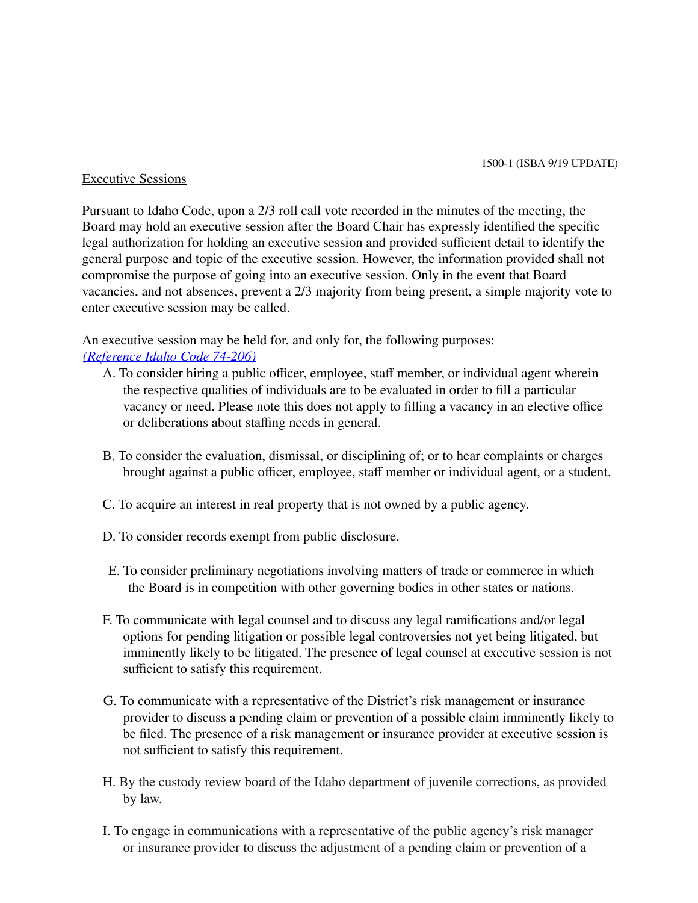1500-1 (ISBA 9/19 UPDATE)

Executive Sessions

Pursuant to Idaho Code, upon a 2/3 roll call vote recorded in the minutes of the meeting, the Board may hold an executive session after the Board Chair has expressly identified the specific legal authorization for holding an executive session and provided sufficient detail to identify the general purpose and topic of the executive session. However, the information provided shall not compromise the purpose of going into an executive session. Only in the event that Board vacancies, and not absences, prevent a 2/3 majority from being present, a simple majority vote to enter executive session may be called.

An executive session may be held for, and only for, the following purposes:
*(Reference Idaho Code 74-206)*

A. To consider hiring a public officer, employee, staff member, or individual agent wherein the respective qualities of individuals are to be evaluated in order to fill a particular vacancy or need. Please note this does not apply to filling a vacancy in an elective office or deliberations about staffing needs in general.

B. To consider the evaluation, dismissal, or disciplining of; or to hear complaints or charges brought against a public officer, employee, staff member or individual agent, or a student.

C. To acquire an interest in real property that is not owned by a public agency.

D. To consider records exempt from public disclosure.

E. To consider preliminary negotiations involving matters of trade or commerce in which the Board is in competition with other governing bodies in other states or nations.

F. To communicate with legal counsel and to discuss any legal ramifications and/or legal options for pending litigation or possible legal controversies not yet being litigated, but imminently likely to be litigated. The presence of legal counsel at executive session is not sufficient to satisfy this requirement.

G. To communicate with a representative of the District's risk management or insurance provider to discuss a pending claim or prevention of a possible claim imminently likely to be filed. The presence of a risk management or insurance provider at executive session is not sufficient to satisfy this requirement.

H. By the custody review board of the Idaho department of juvenile corrections, as provided by law.

I. To engage in communications with a representative of the public agency's risk manager or insurance provider to discuss the adjustment of a pending claim or prevention of a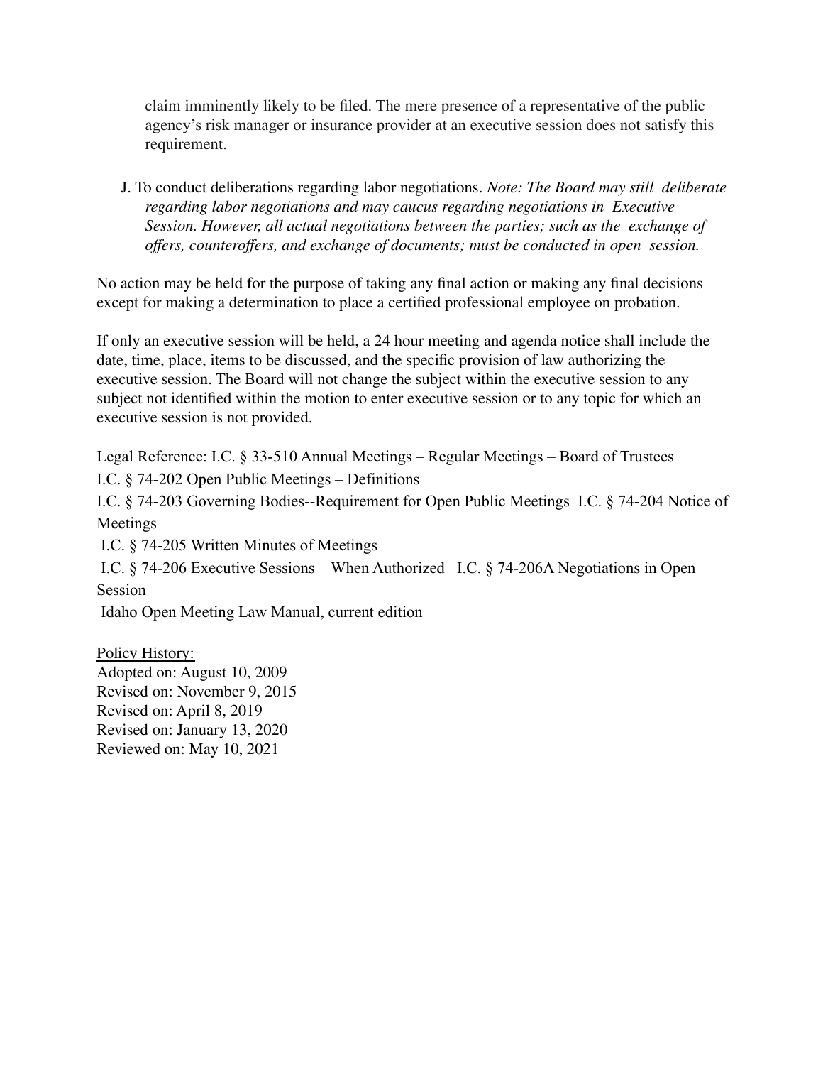claim imminently likely to be filed. The mere presence of a representative of the public agency's risk manager or insurance provider at an executive session does not satisfy this requirement.

J. To conduct deliberations regarding labor negotiations. *Note: The Board may still deliberate regarding labor negotiations and may caucus regarding negotiations in Executive Session. However, all actual negotiations between the parties; such as the exchange of offers, counteroffers, and exchange of documents; must be conducted in open session.*

No action may be held for the purpose of taking any final action or making any final decisions except for making a determination to place a certified professional employee on probation.

If only an executive session will be held, a 24 hour meeting and agenda notice shall include the date, time, place, items to be discussed, and the specific provision of law authorizing the executive session. The Board will not change the subject within the executive session to any subject not identified within the motion to enter executive session or to any topic for which an executive session is not provided.

Legal Reference: I.C. § 33-510 Annual Meetings – Regular Meetings – Board of Trustees
I.C. § 74-202 Open Public Meetings – Definitions
I.C. § 74-203 Governing Bodies--Requirement for Open Public Meetings I.C. § 74-204 Notice of Meetings
I.C. § 74-205 Written Minutes of Meetings
I.C. § 74-206 Executive Sessions – When Authorized I.C. § 74-206A Negotiations in Open Session
Idaho Open Meeting Law Manual, current edition

<u>Policy History:</u>
Adopted on: August 10, 2009
Revised on: November 9, 2015
Revised on: April 8, 2019
Revised on: January 13, 2020
Reviewed on: May 10, 2021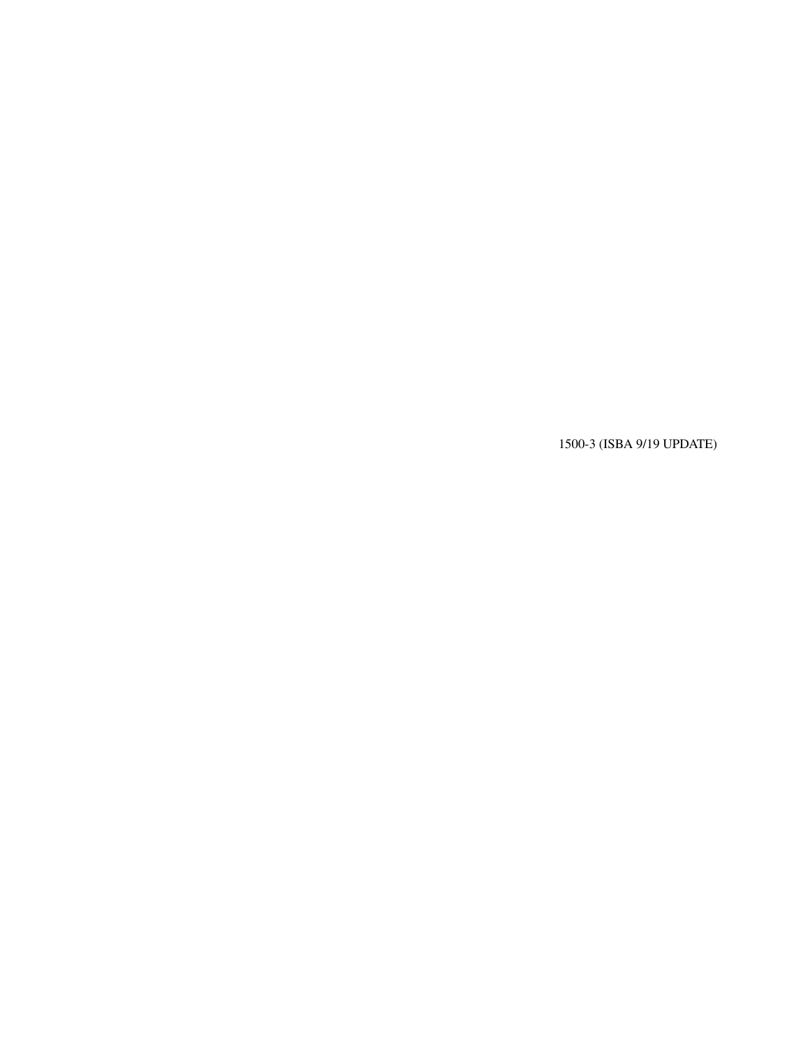1500-3 (ISBA 9/19 UPDATE)